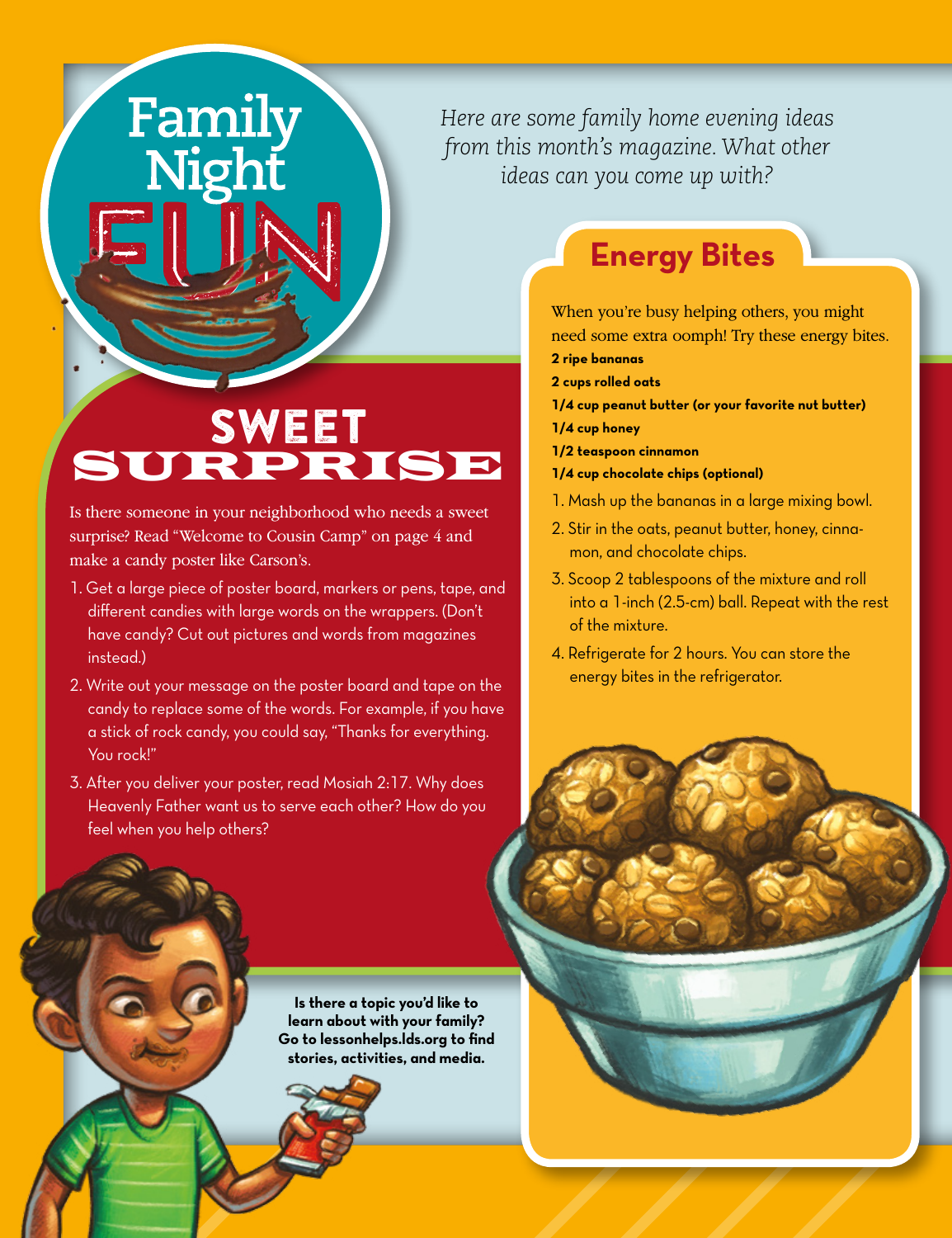# Family Night FUN

*Here are some family home evening ideas from this month's magazine. What other ideas can you come up with?*

## SWEET SURPRISE

Is there someone in your neighborhood who needs a sweet surprise? Read "Welcome to Cousin Camp" on page 4 and make a candy poster like Carson's.

1. Get a large piece of poster board, markers or pens, tape, and different candies with large words on the wrappers. (Don't have candy? Cut out pictures and words from magazines instead.)
2. Write out your message on the poster board and tape on the candy to replace some of the words. For example, if you have a stick of rock candy, you could say, "Thanks for everything. You rock!"
3. After you deliver your poster, read Mosiah 2:17. Why does Heavenly Father want us to serve each other? How do you feel when you help others?

## Energy Bites

When you're busy helping others, you might need some extra oomph! Try these energy bites.

**2 ripe bananas**

**2 cups rolled oats**

**1/4 cup peanut butter (or your favorite nut butter)**

**1/4 cup honey**

**1/2 teaspoon cinnamon**

**1/4 cup chocolate chips (optional)**

1. Mash up the bananas in a large mixing bowl.
2. Stir in the oats, peanut butter, honey, cinnamon, and chocolate chips.
3. Scoop 2 tablespoons of the mixture and roll into a 1-inch (2.5-cm) ball. Repeat with the rest of the mixture.
4. Refrigerate for 2 hours. You can store the energy bites in the refrigerator.

**Is there a topic you'd like to learn about with your family? Go to lessonhelps.lds.org to find stories, activities, and media.**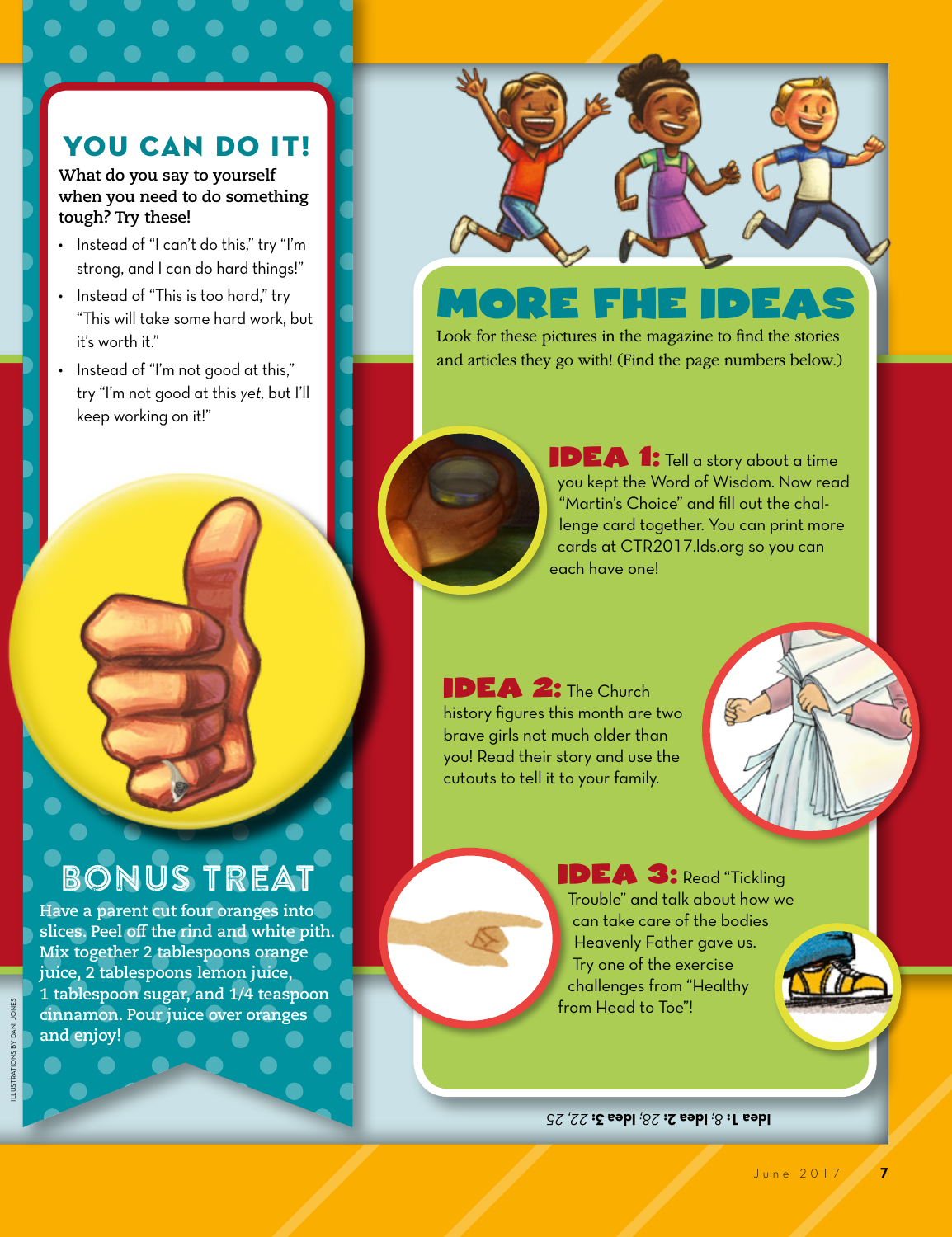## YOU CAN DO IT!

**What do you say to yourself when you need to do something tough? Try these!**

- Instead of "I can't do this," try "I'm strong, and I can do hard things!"
- Instead of "This is too hard," try "This will take some hard work, but it's worth it."
- Instead of "I'm not good at this," try "I'm not good at this *yet,* but I'll keep working on it!"

## BONUS TREAT

Have a parent cut four oranges into slices. Peel off the rind and white pith. Mix together 2 tablespoons orange juice, 2 tablespoons lemon juice, 1 tablespoon sugar, and 1/4 teaspoon cinnamon. Pour juice over oranges and enjoy!

ILLUSTRATIONS BY DANI JONES

# MORE FHE IDEAS

Look for these pictures in the magazine to find the stories and articles they go with! (Find the page numbers below.)

**IDEA 1:** Tell a story about a time you kept the Word of Wisdom. Now read "Martin's Choice" and fill out the challenge card together. You can print more cards at CTR2017.lds.org so you can each have one!

**IDEA 2:** The Church history figures this month are two brave girls not much older than you! Read their story and use the cutouts to tell it to your family.

**IDEA 3:** Read "Tickling Trouble" and talk about how we can take care of the bodies Heavenly Father gave us. Try one of the exercise challenges from "Healthy from Head to Toe"!

**Idea 1:** 8; **Idea 2:** 28; **Idea 3:** 22, 25